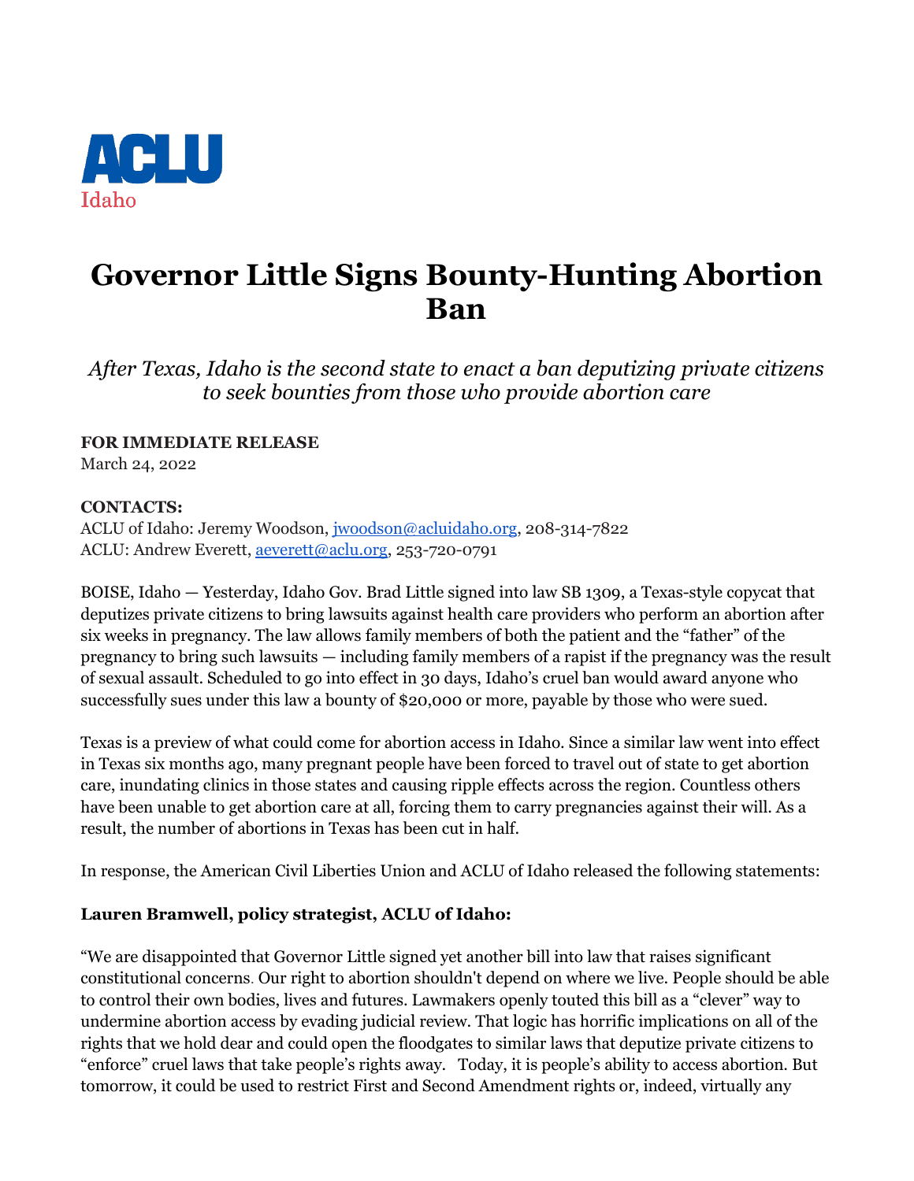ACLU
Idaho

# Governor Little Signs Bounty-Hunting Abortion Ban

*After Texas, Idaho is the second state to enact a ban deputizing private citizens to seek bounties from those who provide abortion care*

**FOR IMMEDIATE RELEASE**
March 24, 2022

**CONTACTS:**
ACLU of Idaho: Jeremy Woodson, jwoodson@acluidaho.org, 208-314-7822
ACLU: Andrew Everett, aeverett@aclu.org, 253-720-0791

BOISE, Idaho — Yesterday, Idaho Gov. Brad Little signed into law SB 1309, a Texas-style copycat that deputizes private citizens to bring lawsuits against health care providers who perform an abortion after six weeks in pregnancy. The law allows family members of both the patient and the "father" of the pregnancy to bring such lawsuits — including family members of a rapist if the pregnancy was the result of sexual assault. Scheduled to go into effect in 30 days, Idaho's cruel ban would award anyone who successfully sues under this law a bounty of $20,000 or more, payable by those who were sued.

Texas is a preview of what could come for abortion access in Idaho. Since a similar law went into effect in Texas six months ago, many pregnant people have been forced to travel out of state to get abortion care, inundating clinics in those states and causing ripple effects across the region. Countless others have been unable to get abortion care at all, forcing them to carry pregnancies against their will. As a result, the number of abortions in Texas has been cut in half.

In response, the American Civil Liberties Union and ACLU of Idaho released the following statements:

**Lauren Bramwell, policy strategist, ACLU of Idaho:**

"We are disappointed that Governor Little signed yet another bill into law that raises significant constitutional concerns. Our right to abortion shouldn't depend on where we live. People should be able to control their own bodies, lives and futures. Lawmakers openly touted this bill as a "clever" way to undermine abortion access by evading judicial review. That logic has horrific implications on all of the rights that we hold dear and could open the floodgates to similar laws that deputize private citizens to "enforce" cruel laws that take people's rights away. Today, it is people's ability to access abortion. But tomorrow, it could be used to restrict First and Second Amendment rights or, indeed, virtually any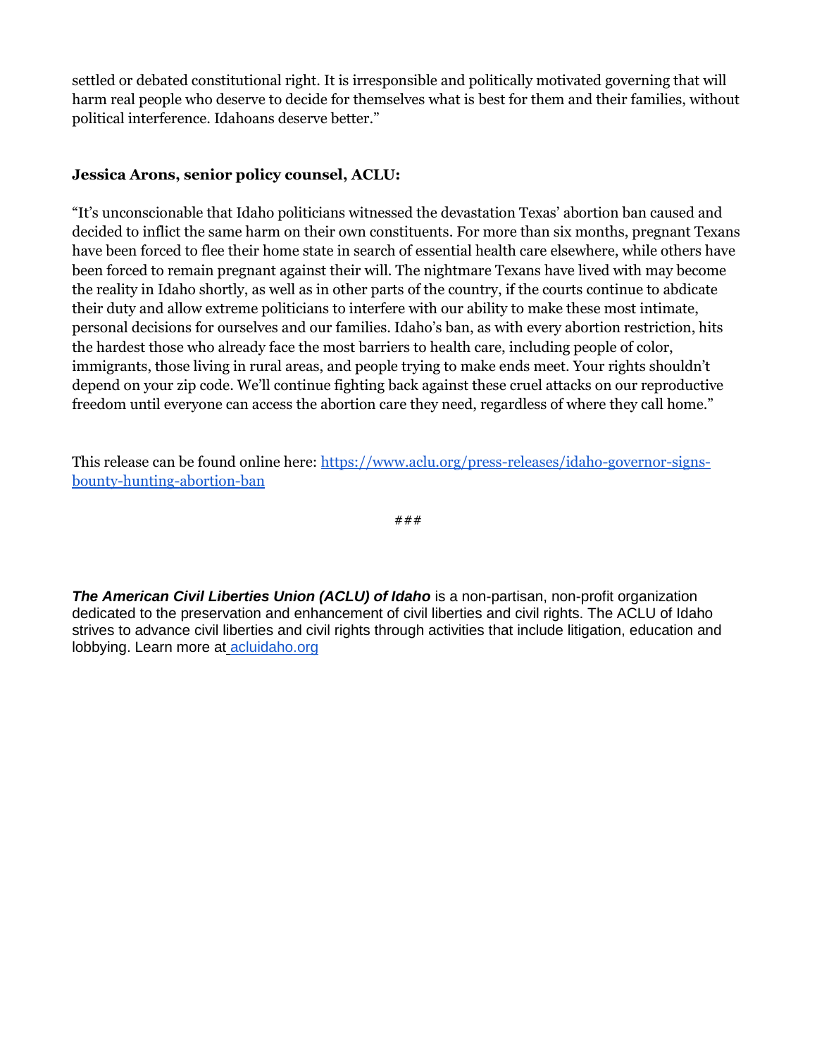settled or debated constitutional right. It is irresponsible and politically motivated governing that will harm real people who deserve to decide for themselves what is best for them and their families, without political interference. Idahoans deserve better."

**Jessica Arons, senior policy counsel, ACLU:**

"It's unconscionable that Idaho politicians witnessed the devastation Texas' abortion ban caused and decided to inflict the same harm on their own constituents. For more than six months, pregnant Texans have been forced to flee their home state in search of essential health care elsewhere, while others have been forced to remain pregnant against their will. The nightmare Texans have lived with may become the reality in Idaho shortly, as well as in other parts of the country, if the courts continue to abdicate their duty and allow extreme politicians to interfere with our ability to make these most intimate, personal decisions for ourselves and our families. Idaho's ban, as with every abortion restriction, hits the hardest those who already face the most barriers to health care, including people of color, immigrants, those living in rural areas, and people trying to make ends meet. Your rights shouldn't depend on your zip code. We'll continue fighting back against these cruel attacks on our reproductive freedom until everyone can access the abortion care they need, regardless of where they call home."

This release can be found online here: [https://www.aclu.org/press-releases/idaho-governor-signs-bounty-hunting-abortion-ban](https://www.aclu.org/press-releases/idaho-governor-signs-bounty-hunting-abortion-ban)

###

***The American Civil Liberties Union (ACLU) of Idaho*** is a non-partisan, non-profit organization dedicated to the preservation and enhancement of civil liberties and civil rights. The ACLU of Idaho strives to advance civil liberties and civil rights through activities that include litigation, education and lobbying. Learn more at [acluidaho.org](acluidaho.org)